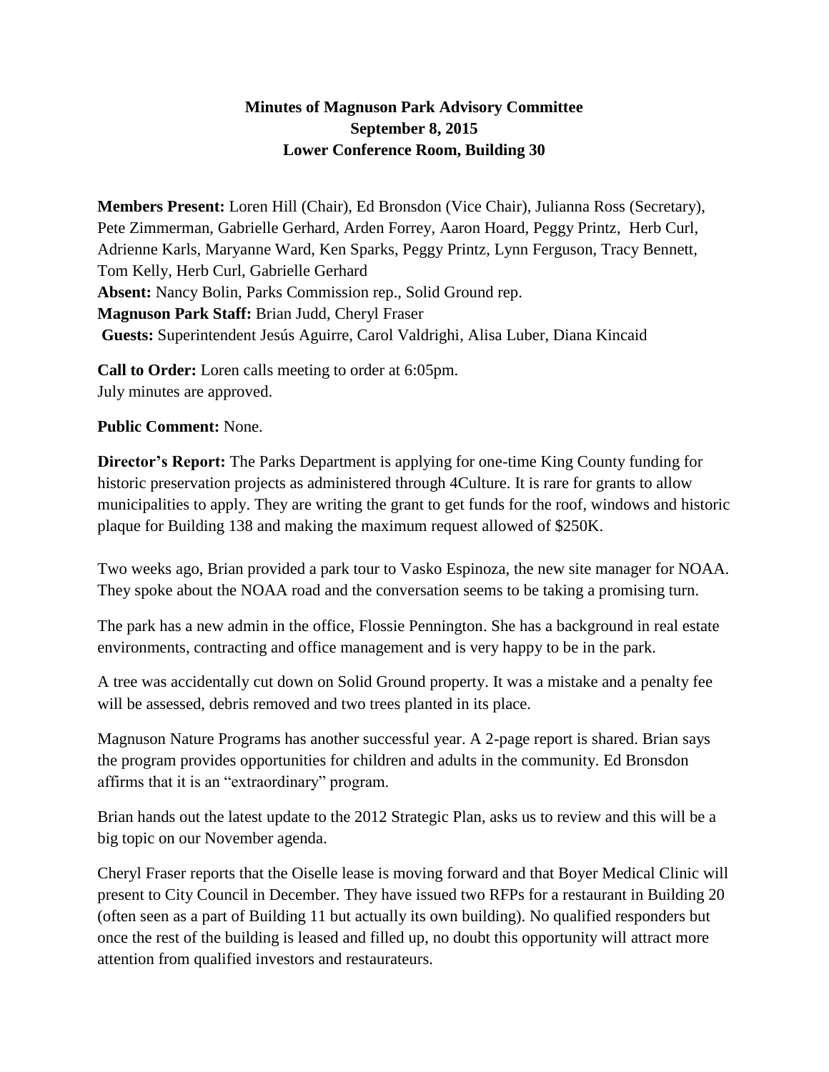**Minutes of Magnuson Park Advisory Committee**
**September 8, 2015**
**Lower Conference Room, Building 30**

**Members Present:** Loren Hill (Chair), Ed Bronsdon (Vice Chair), Julianna Ross (Secretary), Pete Zimmerman, Gabrielle Gerhard, Arden Forrey, Aaron Hoard, Peggy Printz, Herb Curl, Adrienne Karls, Maryanne Ward, Ken Sparks, Peggy Printz, Lynn Ferguson, Tracy Bennett, Tom Kelly, Herb Curl, Gabrielle Gerhard
**Absent:** Nancy Bolin, Parks Commission rep., Solid Ground rep.
**Magnuson Park Staff:** Brian Judd, Cheryl Fraser
**Guests:** Superintendent Jesús Aguirre, Carol Valdrighi, Alisa Luber, Diana Kincaid

**Call to Order:** Loren calls meeting to order at 6:05pm.
July minutes are approved.

**Public Comment:** None.

**Director's Report:** The Parks Department is applying for one-time King County funding for historic preservation projects as administered through 4Culture. It is rare for grants to allow municipalities to apply. They are writing the grant to get funds for the roof, windows and historic plaque for Building 138 and making the maximum request allowed of $250K.

Two weeks ago, Brian provided a park tour to Vasko Espinoza, the new site manager for NOAA. They spoke about the NOAA road and the conversation seems to be taking a promising turn.

The park has a new admin in the office, Flossie Pennington. She has a background in real estate environments, contracting and office management and is very happy to be in the park.

A tree was accidentally cut down on Solid Ground property. It was a mistake and a penalty fee will be assessed, debris removed and two trees planted in its place.

Magnuson Nature Programs has another successful year. A 2-page report is shared. Brian says the program provides opportunities for children and adults in the community. Ed Bronsdon affirms that it is an "extraordinary" program.

Brian hands out the latest update to the 2012 Strategic Plan, asks us to review and this will be a big topic on our November agenda.

Cheryl Fraser reports that the Oiselle lease is moving forward and that Boyer Medical Clinic will present to City Council in December. They have issued two RFPs for a restaurant in Building 20 (often seen as a part of Building 11 but actually its own building). No qualified responders but once the rest of the building is leased and filled up, no doubt this opportunity will attract more attention from qualified investors and restaurateurs.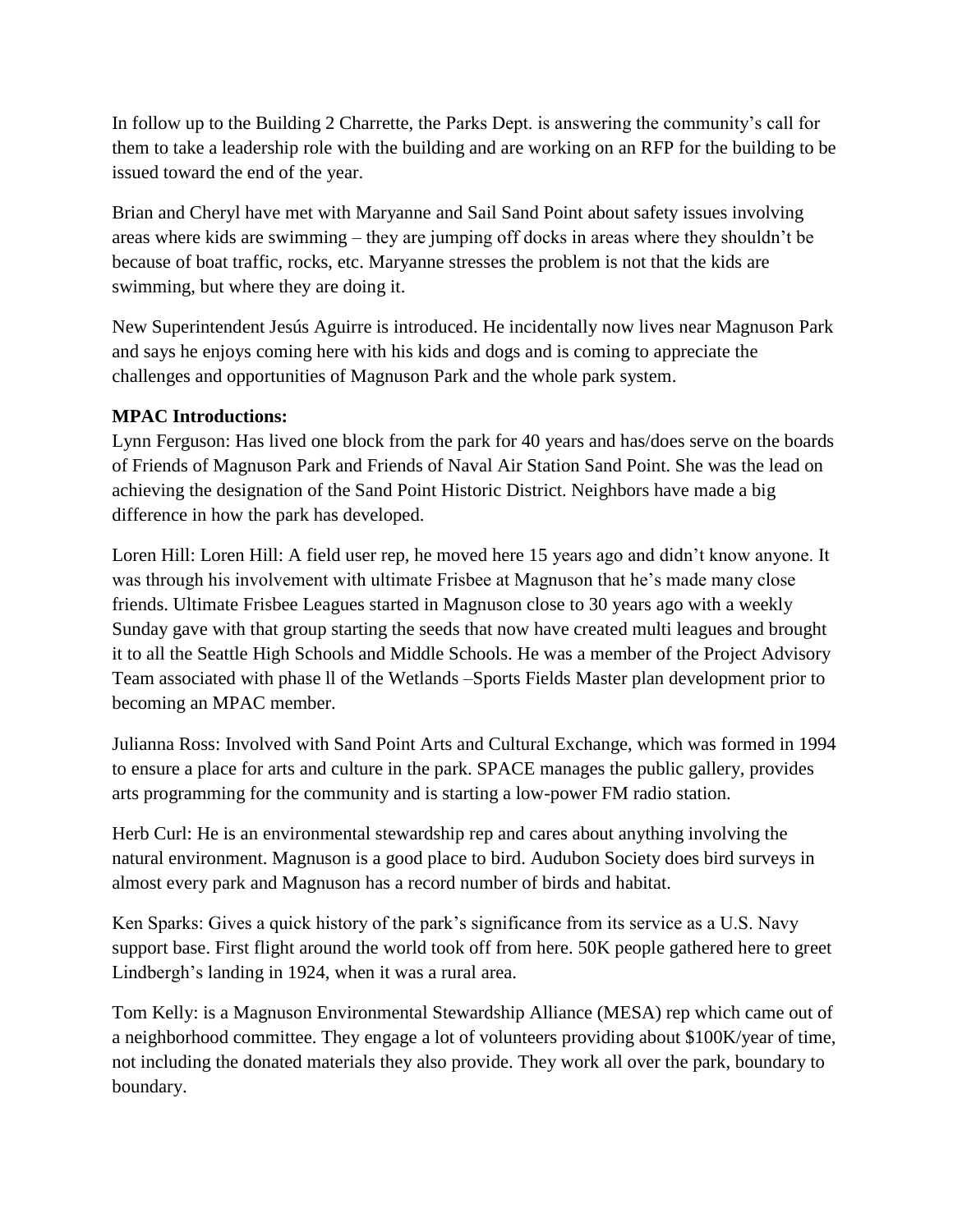In follow up to the Building 2 Charrette, the Parks Dept. is answering the community's call for them to take a leadership role with the building and are working on an RFP for the building to be issued toward the end of the year.

Brian and Cheryl have met with Maryanne and Sail Sand Point about safety issues involving areas where kids are swimming – they are jumping off docks in areas where they shouldn't be because of boat traffic, rocks, etc. Maryanne stresses the problem is not that the kids are swimming, but where they are doing it.

New Superintendent Jesús Aguirre is introduced. He incidentally now lives near Magnuson Park and says he enjoys coming here with his kids and dogs and is coming to appreciate the challenges and opportunities of Magnuson Park and the whole park system.

**MPAC Introductions:**
Lynn Ferguson: Has lived one block from the park for 40 years and has/does serve on the boards of Friends of Magnuson Park and Friends of Naval Air Station Sand Point. She was the lead on achieving the designation of the Sand Point Historic District. Neighbors have made a big difference in how the park has developed.

Loren Hill: Loren Hill: A field user rep, he moved here 15 years ago and didn't know anyone. It was through his involvement with ultimate Frisbee at Magnuson that he's made many close friends. Ultimate Frisbee Leagues started in Magnuson close to 30 years ago with a weekly Sunday gave with that group starting the seeds that now have created multi leagues and brought it to all the Seattle High Schools and Middle Schools. He was a member of the Project Advisory Team associated with phase ll of the Wetlands –Sports Fields Master plan development prior to becoming an MPAC member.

Julianna Ross: Involved with Sand Point Arts and Cultural Exchange, which was formed in 1994 to ensure a place for arts and culture in the park. SPACE manages the public gallery, provides arts programming for the community and is starting a low-power FM radio station.

Herb Curl: He is an environmental stewardship rep and cares about anything involving the natural environment. Magnuson is a good place to bird. Audubon Society does bird surveys in almost every park and Magnuson has a record number of birds and habitat.

Ken Sparks: Gives a quick history of the park's significance from its service as a U.S. Navy support base. First flight around the world took off from here. 50K people gathered here to greet Lindbergh's landing in 1924, when it was a rural area.

Tom Kelly: is a Magnuson Environmental Stewardship Alliance (MESA) rep which came out of a neighborhood committee. They engage a lot of volunteers providing about $100K/year of time, not including the donated materials they also provide. They work all over the park, boundary to boundary.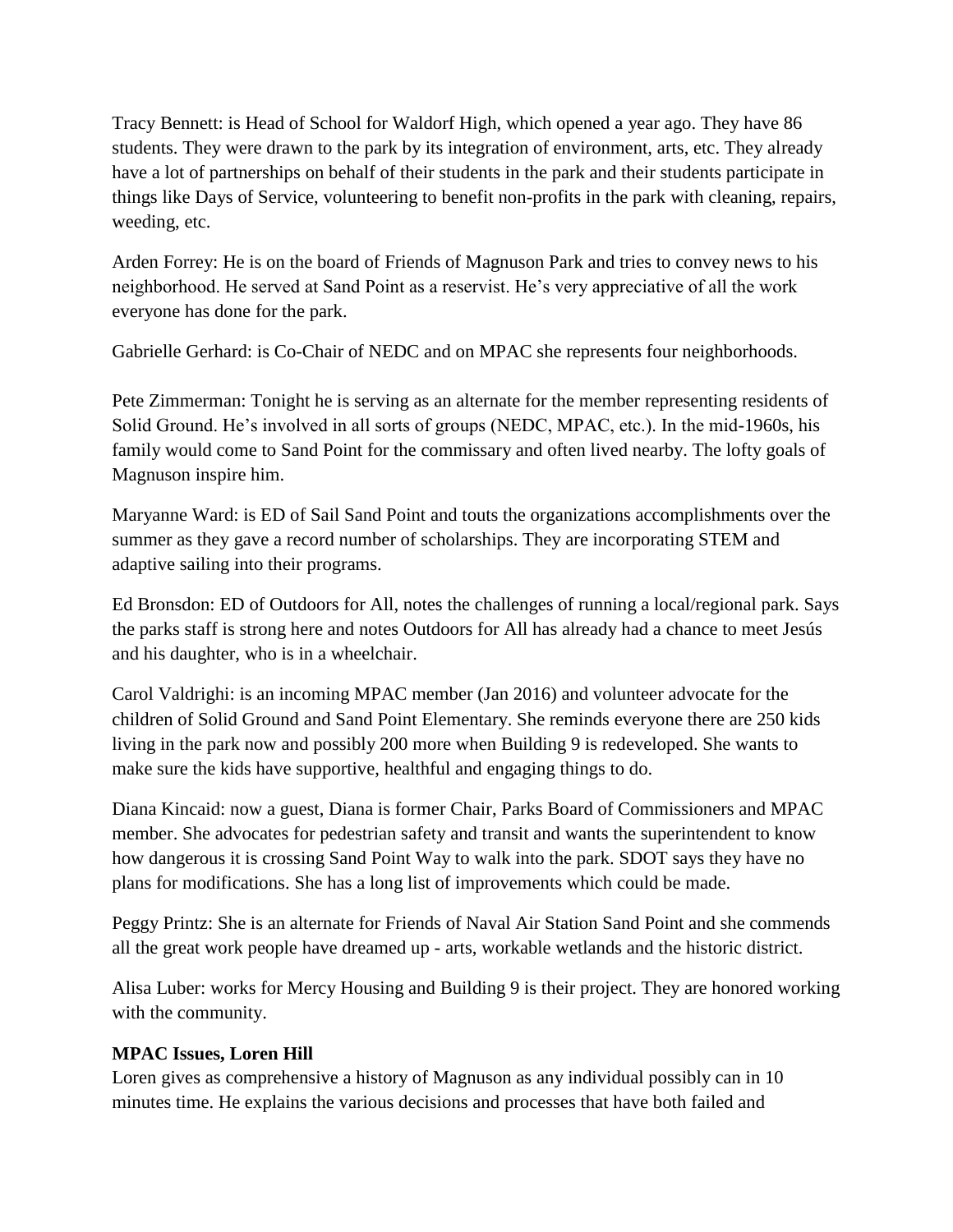Tracy Bennett: is Head of School for Waldorf High, which opened a year ago. They have 86 students. They were drawn to the park by its integration of environment, arts, etc. They already have a lot of partnerships on behalf of their students in the park and their students participate in things like Days of Service, volunteering to benefit non-profits in the park with cleaning, repairs, weeding, etc.

Arden Forrey: He is on the board of Friends of Magnuson Park and tries to convey news to his neighborhood. He served at Sand Point as a reservist. He's very appreciative of all the work everyone has done for the park.

Gabrielle Gerhard: is Co-Chair of NEDC and on MPAC she represents four neighborhoods.

Pete Zimmerman: Tonight he is serving as an alternate for the member representing residents of Solid Ground. He's involved in all sorts of groups (NEDC, MPAC, etc.). In the mid-1960s, his family would come to Sand Point for the commissary and often lived nearby. The lofty goals of Magnuson inspire him.

Maryanne Ward: is ED of Sail Sand Point and touts the organizations accomplishments over the summer as they gave a record number of scholarships. They are incorporating STEM and adaptive sailing into their programs.

Ed Bronsdon: ED of Outdoors for All, notes the challenges of running a local/regional park. Says the parks staff is strong here and notes Outdoors for All has already had a chance to meet Jesús and his daughter, who is in a wheelchair.

Carol Valdrighi: is an incoming MPAC member (Jan 2016) and volunteer advocate for the children of Solid Ground and Sand Point Elementary. She reminds everyone there are 250 kids living in the park now and possibly 200 more when Building 9 is redeveloped. She wants to make sure the kids have supportive, healthful and engaging things to do.

Diana Kincaid: now a guest, Diana is former Chair, Parks Board of Commissioners and MPAC member. She advocates for pedestrian safety and transit and wants the superintendent to know how dangerous it is crossing Sand Point Way to walk into the park. SDOT says they have no plans for modifications. She has a long list of improvements which could be made.

Peggy Printz: She is an alternate for Friends of Naval Air Station Sand Point and she commends all the great work people have dreamed up - arts, workable wetlands and the historic district.

Alisa Luber: works for Mercy Housing and Building 9 is their project. They are honored working with the community.

**MPAC Issues, Loren Hill**

Loren gives as comprehensive a history of Magnuson as any individual possibly can in 10 minutes time. He explains the various decisions and processes that have both failed and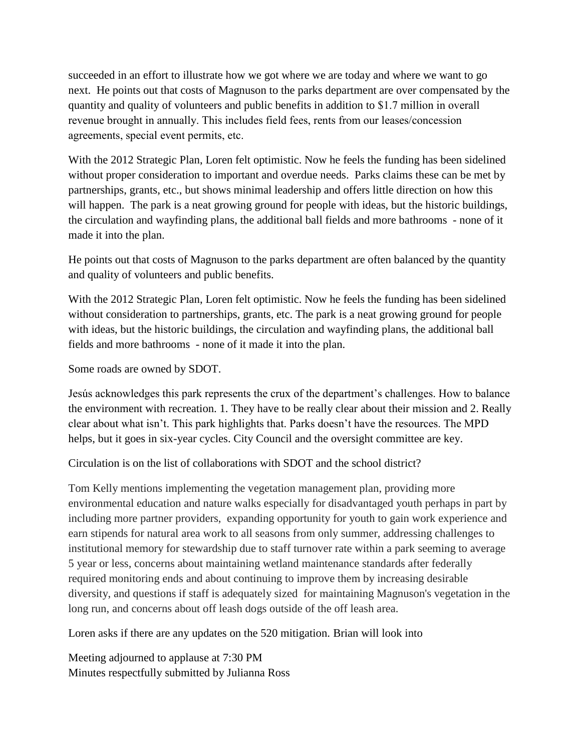succeeded in an effort to illustrate how we got where we are today and where we want to go next. He points out that costs of Magnuson to the parks department are over compensated by the quantity and quality of volunteers and public benefits in addition to $1.7 million in overall revenue brought in annually. This includes field fees, rents from our leases/concession agreements, special event permits, etc.

With the 2012 Strategic Plan, Loren felt optimistic. Now he feels the funding has been sidelined without proper consideration to important and overdue needs. Parks claims these can be met by partnerships, grants, etc., but shows minimal leadership and offers little direction on how this will happen. The park is a neat growing ground for people with ideas, but the historic buildings, the circulation and wayfinding plans, the additional ball fields and more bathrooms - none of it made it into the plan.

He points out that costs of Magnuson to the parks department are often balanced by the quantity and quality of volunteers and public benefits.

With the 2012 Strategic Plan, Loren felt optimistic. Now he feels the funding has been sidelined without consideration to partnerships, grants, etc. The park is a neat growing ground for people with ideas, but the historic buildings, the circulation and wayfinding plans, the additional ball fields and more bathrooms - none of it made it into the plan.

Some roads are owned by SDOT.

Jesús acknowledges this park represents the crux of the department's challenges. How to balance the environment with recreation. 1. They have to be really clear about their mission and 2. Really clear about what isn't. This park highlights that. Parks doesn't have the resources. The MPD helps, but it goes in six-year cycles. City Council and the oversight committee are key.

Circulation is on the list of collaborations with SDOT and the school district?

Tom Kelly mentions implementing the vegetation management plan, providing more environmental education and nature walks especially for disadvantaged youth perhaps in part by including more partner providers, expanding opportunity for youth to gain work experience and earn stipends for natural area work to all seasons from only summer, addressing challenges to institutional memory for stewardship due to staff turnover rate within a park seeming to average 5 year or less, concerns about maintaining wetland maintenance standards after federally required monitoring ends and about continuing to improve them by increasing desirable diversity, and questions if staff is adequately sized for maintaining Magnuson's vegetation in the long run, and concerns about off leash dogs outside of the off leash area.

Loren asks if there are any updates on the 520 mitigation. Brian will look into

Meeting adjourned to applause at 7:30 PM
Minutes respectfully submitted by Julianna Ross